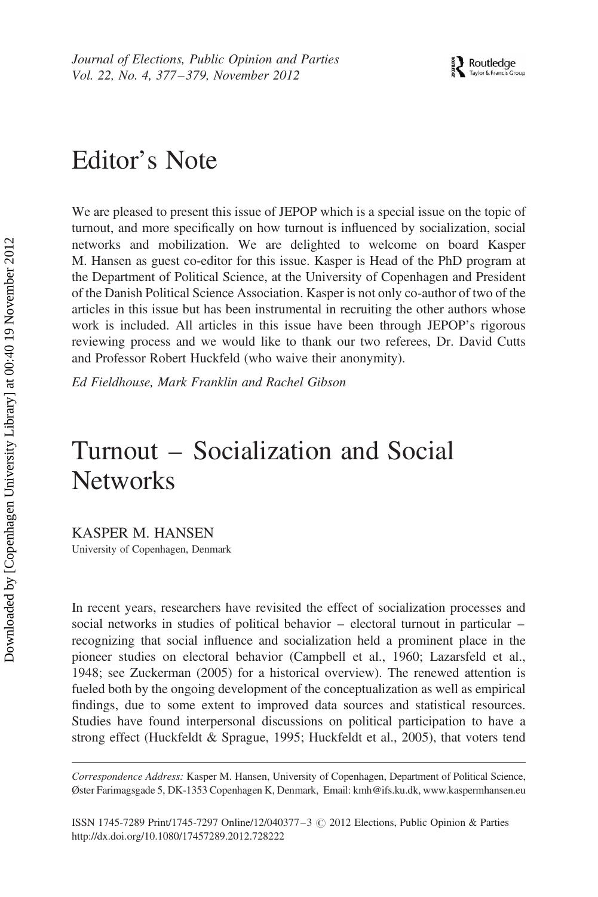# Editor's Note

We are pleased to present this issue of JEPOP which is a special issue on the topic of turnout, and more specifically on how turnout is influenced by socialization, social networks and mobilization. We are delighted to welcome on board Kasper M. Hansen as guest co-editor for this issue. Kasper is Head of the PhD program at the Department of Political Science, at the University of Copenhagen and President of the Danish Political Science Association. Kasper is not only co-author of two of the articles in this issue but has been instrumental in recruiting the other authors whose work is included. All articles in this issue have been through JEPOP's rigorous reviewing process and we would like to thank our two referees, Dr. David Cutts and Professor Robert Huckfeld (who waive their anonymity).

*Ed Fieldhouse, Mark Franklin and Rachel Gibson*

# Turnout – Socialization and Social Networks

KASPER M. HANSEN
University of Copenhagen, Denmark

In recent years, researchers have revisited the effect of socialization processes and social networks in studies of political behavior – electoral turnout in particular – recognizing that social influence and socialization held a prominent place in the pioneer studies on electoral behavior (Campbell et al., 1960; Lazarsfeld et al., 1948; see Zuckerman (2005) for a historical overview). The renewed attention is fueled both by the ongoing development of the conceptualization as well as empirical findings, due to some extent to improved data sources and statistical resources. Studies have found interpersonal discussions on political participation to have a strong effect (Huckfeldt & Sprague, 1995; Huckfeldt et al., 2005), that voters tend

*Correspondence Address:* Kasper M. Hansen, University of Copenhagen, Department of Political Science, Øster Farimagsgade 5, DK-1353 Copenhagen K, Denmark, Email: kmh@ifs.ku.dk, www.kaspermhansen.eu

ISSN 1745-7289 Print/1745-7297 Online/12/040377-3 © 2012 Elections, Public Opinion & Parties
http://dx.doi.org/10.1080/17457289.2012.728222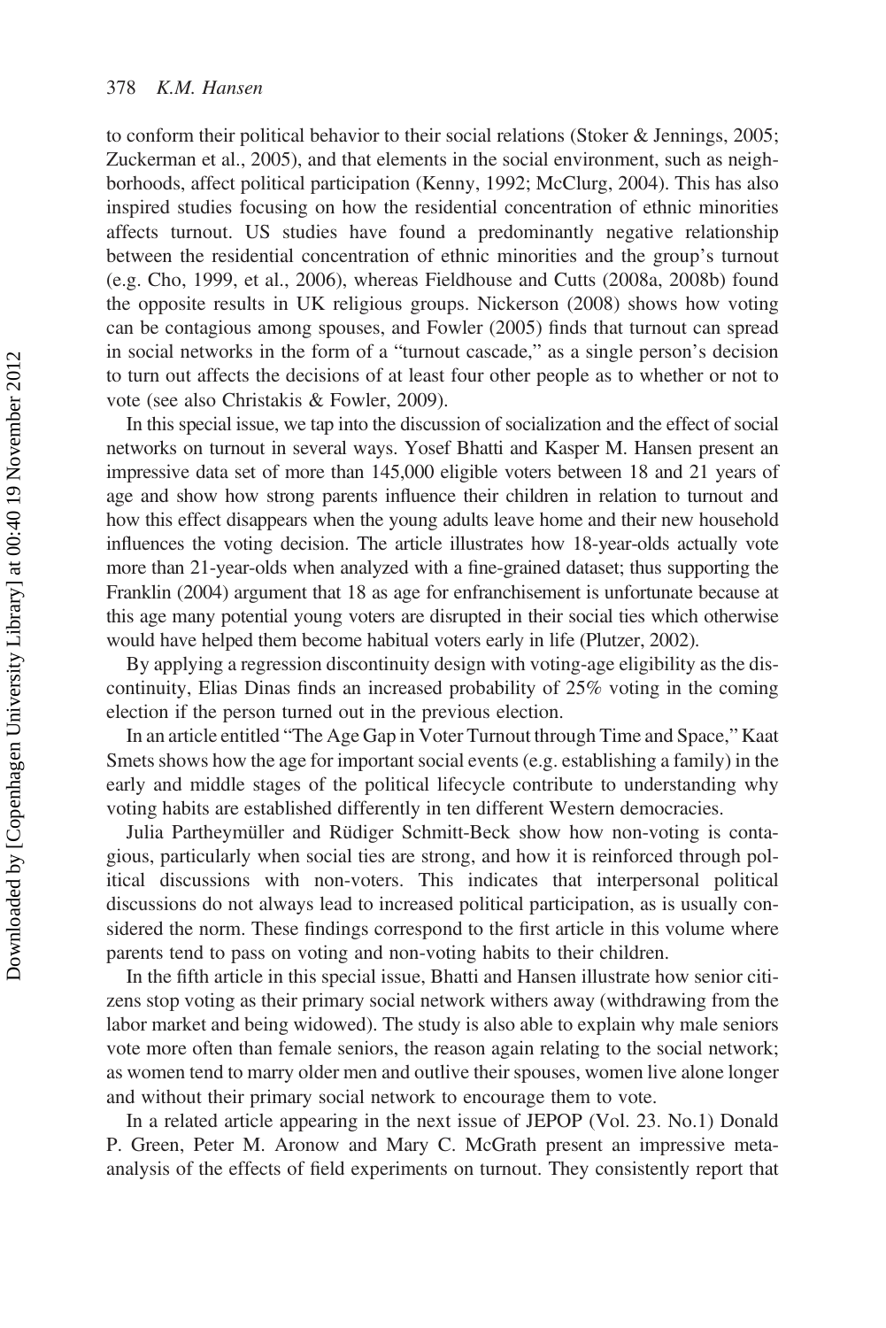to conform their political behavior to their social relations (Stoker & Jennings, 2005; Zuckerman et al., 2005), and that elements in the social environment, such as neighborhoods, affect political participation (Kenny, 1992; McClurg, 2004). This has also inspired studies focusing on how the residential concentration of ethnic minorities affects turnout. US studies have found a predominantly negative relationship between the residential concentration of ethnic minorities and the group's turnout (e.g. Cho, 1999, et al., 2006), whereas Fieldhouse and Cutts (2008a, 2008b) found the opposite results in UK religious groups. Nickerson (2008) shows how voting can be contagious among spouses, and Fowler (2005) finds that turnout can spread in social networks in the form of a "turnout cascade," as a single person's decision to turn out affects the decisions of at least four other people as to whether or not to vote (see also Christakis & Fowler, 2009).

In this special issue, we tap into the discussion of socialization and the effect of social networks on turnout in several ways. Yosef Bhatti and Kasper M. Hansen present an impressive data set of more than 145,000 eligible voters between 18 and 21 years of age and show how strong parents influence their children in relation to turnout and how this effect disappears when the young adults leave home and their new household influences the voting decision. The article illustrates how 18-year-olds actually vote more than 21-year-olds when analyzed with a fine-grained dataset; thus supporting the Franklin (2004) argument that 18 as age for enfranchisement is unfortunate because at this age many potential young voters are disrupted in their social ties which otherwise would have helped them become habitual voters early in life (Plutzer, 2002).

By applying a regression discontinuity design with voting-age eligibility as the discontinuity, Elias Dinas finds an increased probability of 25% voting in the coming election if the person turned out in the previous election.

In an article entitled "The Age Gap in Voter Turnout through Time and Space," Kaat Smets shows how the age for important social events (e.g. establishing a family) in the early and middle stages of the political lifecycle contribute to understanding why voting habits are established differently in ten different Western democracies.

Julia Partheymüller and Rüdiger Schmitt-Beck show how non-voting is contagious, particularly when social ties are strong, and how it is reinforced through political discussions with non-voters. This indicates that interpersonal political discussions do not always lead to increased political participation, as is usually considered the norm. These findings correspond to the first article in this volume where parents tend to pass on voting and non-voting habits to their children.

In the fifth article in this special issue, Bhatti and Hansen illustrate how senior citizens stop voting as their primary social network withers away (withdrawing from the labor market and being widowed). The study is also able to explain why male seniors vote more often than female seniors, the reason again relating to the social network; as women tend to marry older men and outlive their spouses, women live alone longer and without their primary social network to encourage them to vote.

In a related article appearing in the next issue of JEPOP (Vol. 23. No.1) Donald P. Green, Peter M. Aronow and Mary C. McGrath present an impressive meta-analysis of the effects of field experiments on turnout. They consistently report that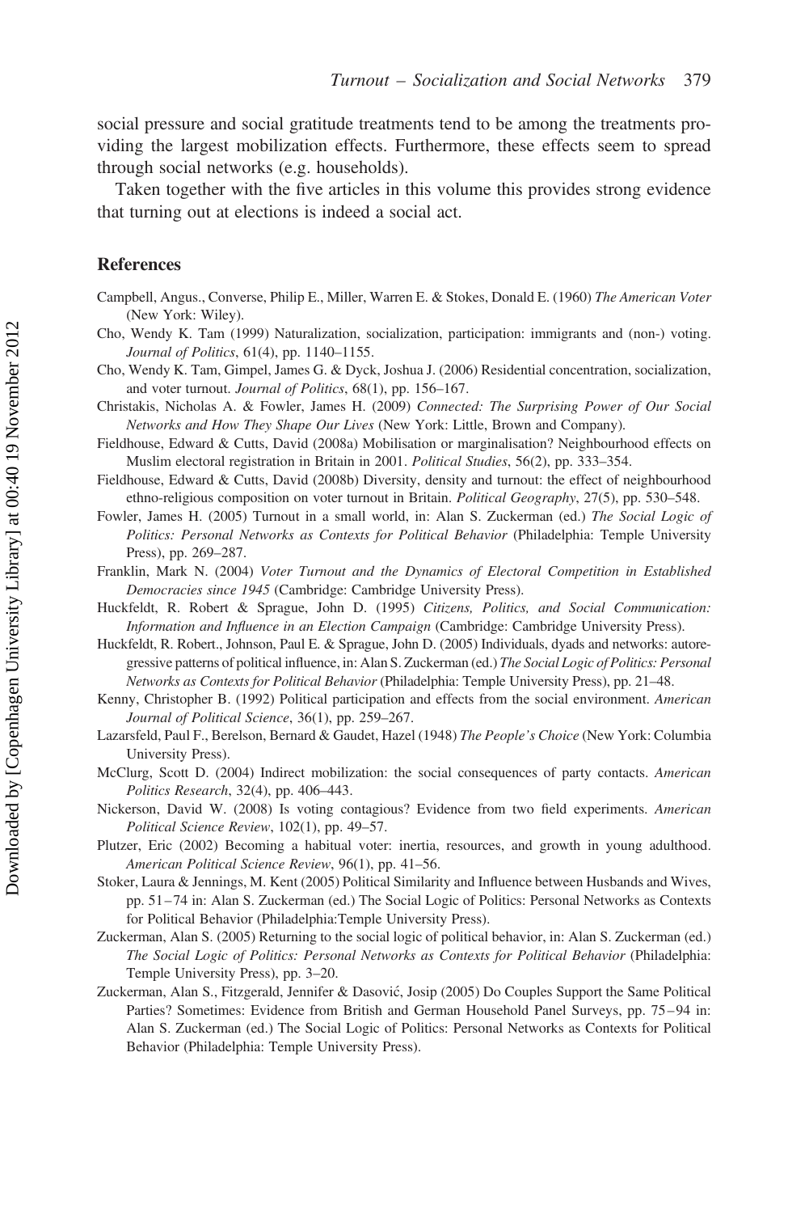social pressure and social gratitude treatments tend to be among the treatments providing the largest mobilization effects. Furthermore, these effects seem to spread through social networks (e.g. households).

Taken together with the five articles in this volume this provides strong evidence that turning out at elections is indeed a social act.

## References

Campbell, Angus., Converse, Philip E., Miller, Warren E. & Stokes, Donald E. (1960) *The American Voter* (New York: Wiley).

Cho, Wendy K. Tam (1999) Naturalization, socialization, participation: immigrants and (non-) voting. *Journal of Politics*, 61(4), pp. 1140–1155.

Cho, Wendy K. Tam, Gimpel, James G. & Dyck, Joshua J. (2006) Residential concentration, socialization, and voter turnout. *Journal of Politics*, 68(1), pp. 156–167.

Christakis, Nicholas A. & Fowler, James H. (2009) *Connected: The Surprising Power of Our Social Networks and How They Shape Our Lives* (New York: Little, Brown and Company).

Fieldhouse, Edward & Cutts, David (2008a) Mobilisation or marginalisation? Neighbourhood effects on Muslim electoral registration in Britain in 2001. *Political Studies*, 56(2), pp. 333–354.

Fieldhouse, Edward & Cutts, David (2008b) Diversity, density and turnout: the effect of neighbourhood ethno-religious composition on voter turnout in Britain. *Political Geography*, 27(5), pp. 530–548.

Fowler, James H. (2005) Turnout in a small world, in: Alan S. Zuckerman (ed.) *The Social Logic of Politics: Personal Networks as Contexts for Political Behavior* (Philadelphia: Temple University Press), pp. 269–287.

Franklin, Mark N. (2004) *Voter Turnout and the Dynamics of Electoral Competition in Established Democracies since 1945* (Cambridge: Cambridge University Press).

Huckfeldt, R. Robert & Sprague, John D. (1995) *Citizens, Politics, and Social Communication: Information and Influence in an Election Campaign* (Cambridge: Cambridge University Press).

Huckfeldt, R. Robert., Johnson, Paul E. & Sprague, John D. (2005) Individuals, dyads and networks: autoregressive patterns of political influence, in: Alan S. Zuckerman (ed.) *The Social Logic of Politics: Personal Networks as Contexts for Political Behavior* (Philadelphia: Temple University Press), pp. 21–48.

Kenny, Christopher B. (1992) Political participation and effects from the social environment. *American Journal of Political Science*, 36(1), pp. 259–267.

Lazarsfeld, Paul F., Berelson, Bernard & Gaudet, Hazel (1948) *The People's Choice* (New York: Columbia University Press).

McClurg, Scott D. (2004) Indirect mobilization: the social consequences of party contacts. *American Politics Research*, 32(4), pp. 406–443.

Nickerson, David W. (2008) Is voting contagious? Evidence from two field experiments. *American Political Science Review*, 102(1), pp. 49–57.

Plutzer, Eric (2002) Becoming a habitual voter: inertia, resources, and growth in young adulthood. *American Political Science Review*, 96(1), pp. 41–56.

Stoker, Laura & Jennings, M. Kent (2005) Political Similarity and Influence between Husbands and Wives, pp. 51–74 in: Alan S. Zuckerman (ed.) The Social Logic of Politics: Personal Networks as Contexts for Political Behavior (Philadelphia:Temple University Press).

Zuckerman, Alan S. (2005) Returning to the social logic of political behavior, in: Alan S. Zuckerman (ed.) *The Social Logic of Politics: Personal Networks as Contexts for Political Behavior* (Philadelphia: Temple University Press), pp. 3–20.

Zuckerman, Alan S., Fitzgerald, Jennifer & Dasović, Josip (2005) Do Couples Support the Same Political Parties? Sometimes: Evidence from British and German Household Panel Surveys, pp. 75–94 in: Alan S. Zuckerman (ed.) The Social Logic of Politics: Personal Networks as Contexts for Political Behavior (Philadelphia: Temple University Press).